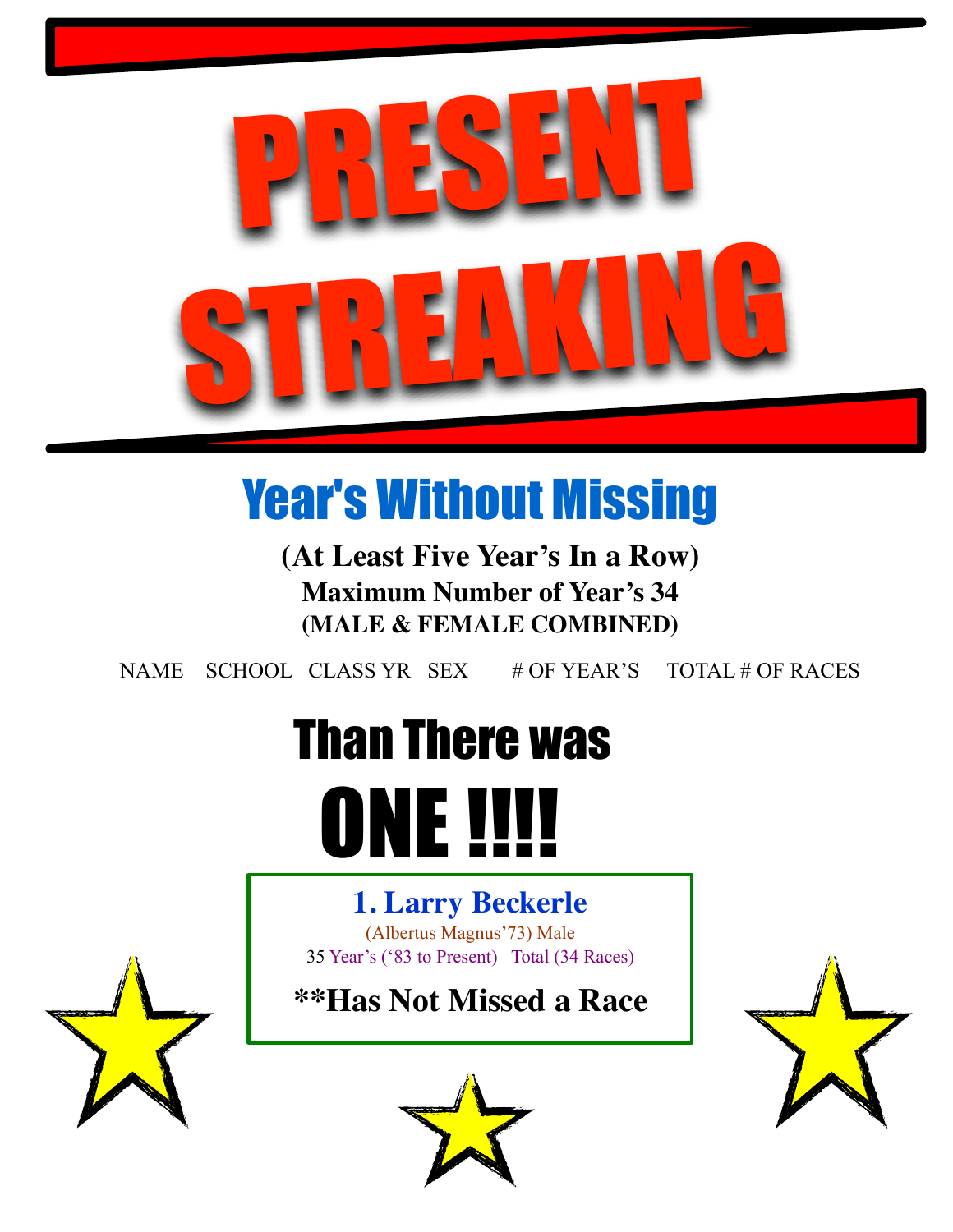# PRESENT STREAKING

## Year's Without Missing

**(At Least Five Year's In a Row)**

**Maximum Number of Year's 34**

**(MALE & FEMALE COMBINED)**

NAME SCHOOL CLASS YR SEX # OF YEAR'S TOTAL # OF RACES

# Than There was

# ONE !!!!

**1. Larry Beckerle**

(Albertus Magnus'73) Male

35 Year's ('83 to Present) Total (34 Races)

**\*\*Has Not Missed a Race**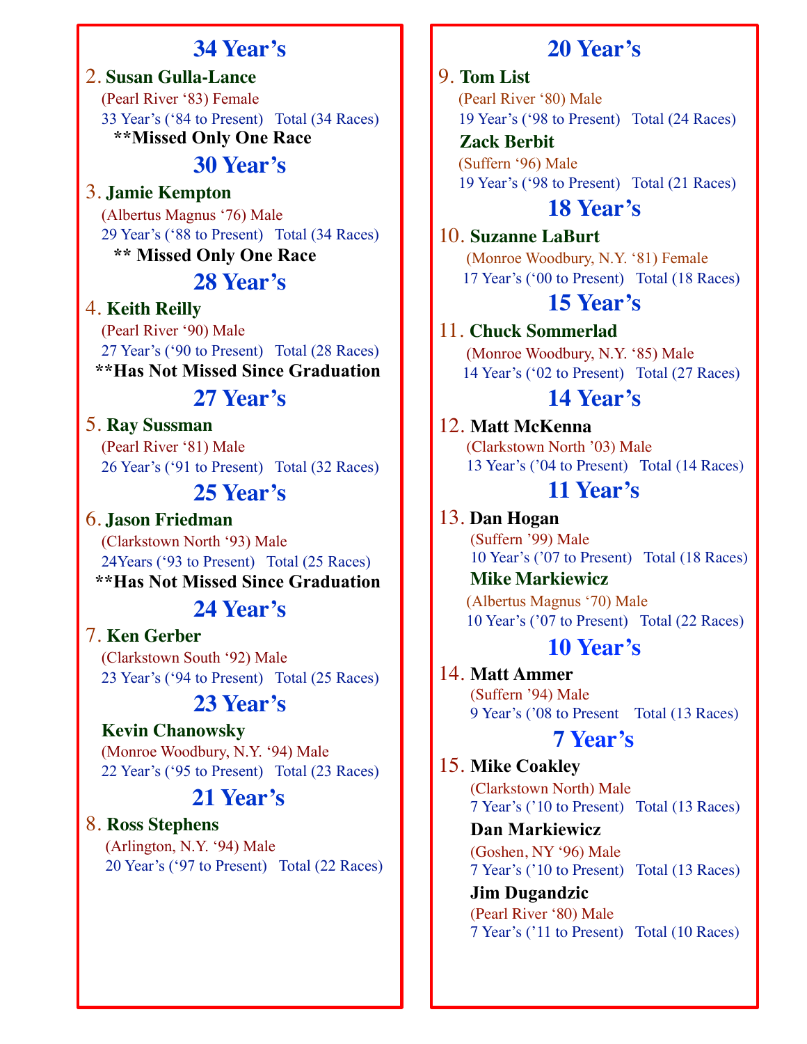## 34 Year's

2. **Susan Gulla-Lance**
   (Pearl River '83) Female
   33 Year's ('84 to Present) Total (34 Races)
   **Missed Only One Race**

## 30 Year's

3. **Jamie Kempton**
   (Albertus Magnus '76) Male
   29 Year's ('88 to Present) Total (34 Races)
   **Missed Only One Race**

## 28 Year's

4. **Keith Reilly**
   (Pearl River '90) Male
   27 Year's ('90 to Present) Total (28 Races)
   **Has Not Missed Since Graduation**

## 27 Year's

5. **Ray Sussman**
   (Pearl River '81) Male
   26 Year's ('91 to Present) Total (32 Races)

## 25 Year's

6. **Jason Friedman**
   (Clarkstown North '93) Male
   24Years ('93 to Present) Total (25 Races)
   **Has Not Missed Since Graduation**

## 24 Year's

7. **Ken Gerber**
   (Clarkstown South '92) Male
   23 Year's ('94 to Present) Total (25 Races)

## 23 Year's

**Kevin Chanowsky**
(Monroe Woodbury, N.Y. '94) Male
22 Year's ('95 to Present) Total (23 Races)

## 21 Year's

8. **Ross Stephens**
   (Arlington, N.Y. '94) Male
   20 Year's ('97 to Present) Total (22 Races)

## 20 Year's

9. **Tom List**
   (Pearl River '80) Male
   19 Year's ('98 to Present) Total (24 Races)

   **Zack Berbit**
   (Suffern '96) Male
   19 Year's ('98 to Present) Total (21 Races)

## 18 Year's

10. **Suzanne LaBurt**
    (Monroe Woodbury, N.Y. '81) Female
    17 Year's ('00 to Present) Total (18 Races)

## 15 Year's

11. **Chuck Sommerlad**
    (Monroe Woodbury, N.Y. '85) Male
    14 Year's ('02 to Present) Total (27 Races)

## 14 Year's

12. **Matt McKenna**
    (Clarkstown North '03) Male
    13 Year's ('04 to Present) Total (14 Races)

## 11 Year's

13. **Dan Hogan**
    (Suffern '99) Male
    10 Year's ('07 to Present) Total (18 Races)

    **Mike Markiewicz**
    (Albertus Magnus '70) Male
    10 Year's ('07 to Present) Total (22 Races)

## 10 Year's

14. **Matt Ammer**
    (Suffern '94) Male
    9 Year's ('08 to Present Total (13 Races)

## 7 Year's

15. **Mike Coakley**
    (Clarkstown North) Male
    7 Year's ('10 to Present) Total (13 Races)

    **Dan Markiewicz**
    (Goshen, NY '96) Male
    7 Year's ('10 to Present) Total (13 Races)

    **Jim Dugandzic**
    (Pearl River '80) Male
    7 Year's ('11 to Present) Total (10 Races)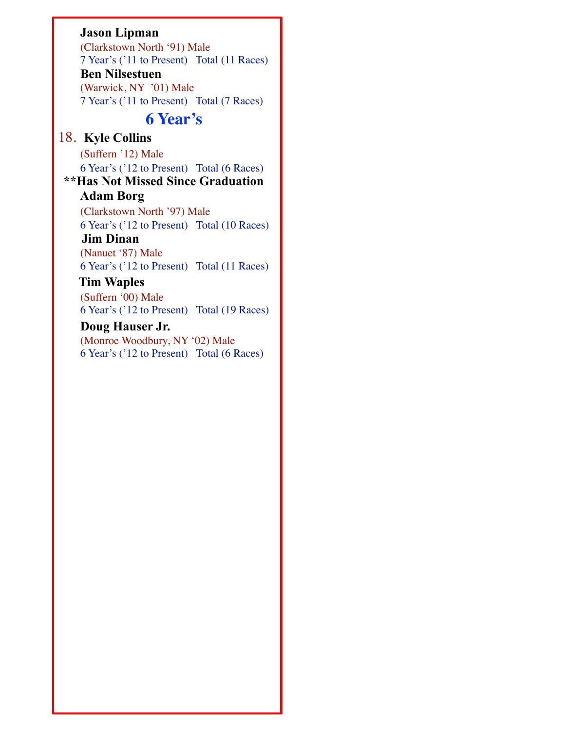**Jason Lipman**

(Clarkstown North ‘91) Male

7 Year’s (’11 to Present) Total (11 Races)

**Ben Nilsestuen**

(Warwick, NY ’01) Male

7 Year’s (’11 to Present) Total (7 Races)

## 6 Year’s

18. **Kyle Collins**

(Suffern ’12) Male

6 Year’s (’12 to Present) Total (6 Races)

**Has Not Missed Since Graduation**

**Adam Borg**

(Clarkstown North ’97) Male

6 Year’s (’12 to Present) Total (10 Races)

**Jim Dinan**

(Nanuet ‘87) Male

6 Year’s (’12 to Present) Total (11 Races)

**Tim Waples**

(Suffern ‘00) Male

6 Year’s (’12 to Present) Total (19 Races)

**Doug Hauser Jr.**

(Monroe Woodbury, NY ‘02) Male

6 Year’s (’12 to Present) Total (6 Races)